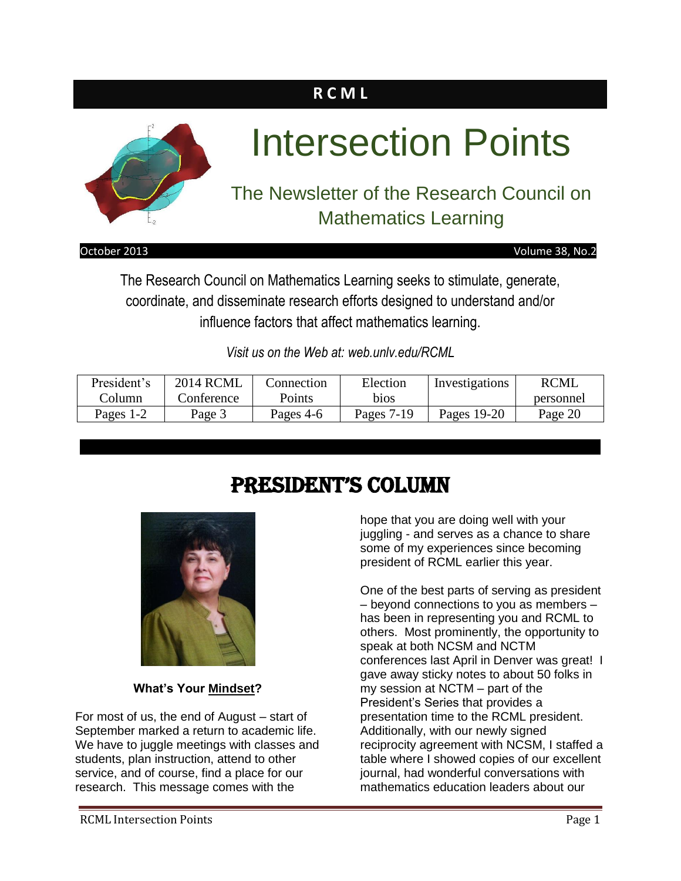**R C M L**

# Intersection Points

## The Newsletter of the Research Council on Mathematics Learning

October 2013 Volume 38, No.2

The Research Council on Mathematics Learning seeks to stimulate, generate, coordinate, and disseminate research efforts designed to understand and/or influence factors that affect mathematics learning.

*Visit us on the Web at: web.unlv.edu/RCML*

| President's Column | 2014 RCML Conference | Connection Points | Election bios | Investigations | RCML personnel |
|---|---|---|---|---|---|
| Pages 1-2 | Page 3 | Pages 4-6 | Pages 7-19 | Pages 19-20 | Page 20 |

# PRESIDENT'S COLUMN

**What's Your Mindset?**

For most of us, the end of August – start of September marked a return to academic life. We have to juggle meetings with classes and students, plan instruction, attend to other service, and of course, find a place for our research. This message comes with the hope that you are doing well with your juggling - and serves as a chance to share some of my experiences since becoming president of RCML earlier this year.

One of the best parts of serving as president – beyond connections to you as members – has been in representing you and RCML to others. Most prominently, the opportunity to speak at both NCSM and NCTM conferences last April in Denver was great! I gave away sticky notes to about 50 folks in my session at NCTM – part of the President's Series that provides a presentation time to the RCML president. Additionally, with our newly signed reciprocity agreement with NCSM, I staffed a table where I showed copies of our excellent journal, had wonderful conversations with mathematics education leaders about our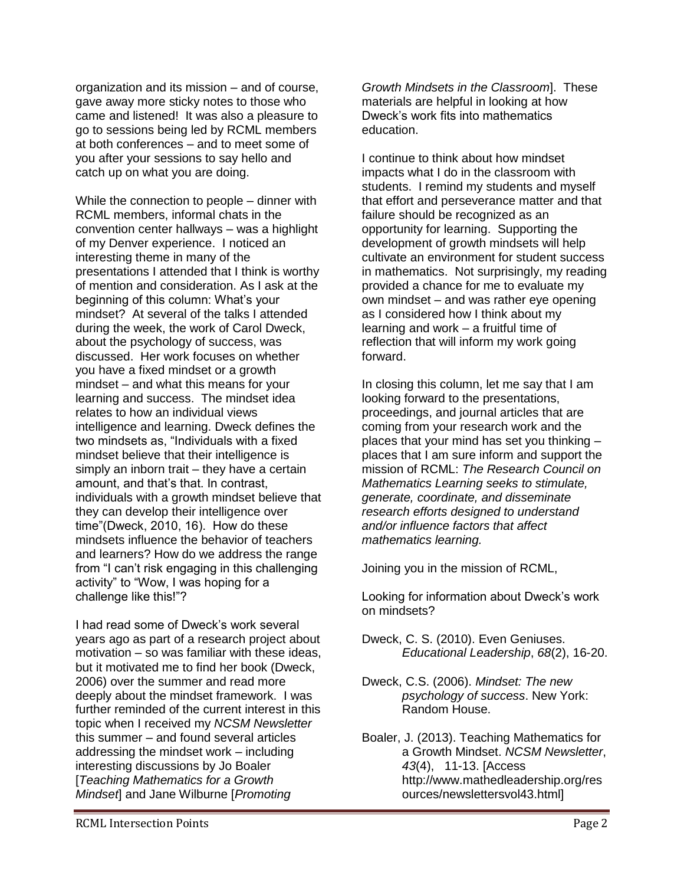organization and its mission – and of course, gave away more sticky notes to those who came and listened! It was also a pleasure to go to sessions being led by RCML members at both conferences – and to meet some of you after your sessions to say hello and catch up on what you are doing.

While the connection to people – dinner with RCML members, informal chats in the convention center hallways – was a highlight of my Denver experience. I noticed an interesting theme in many of the presentations I attended that I think is worthy of mention and consideration. As I ask at the beginning of this column: What's your mindset? At several of the talks I attended during the week, the work of Carol Dweck, about the psychology of success, was discussed. Her work focuses on whether you have a fixed mindset or a growth mindset – and what this means for your learning and success. The mindset idea relates to how an individual views intelligence and learning. Dweck defines the two mindsets as, "Individuals with a fixed mindset believe that their intelligence is simply an inborn trait – they have a certain amount, and that's that. In contrast, individuals with a growth mindset believe that they can develop their intelligence over time"(Dweck, 2010, 16). How do these mindsets influence the behavior of teachers and learners? How do we address the range from "I can't risk engaging in this challenging activity" to "Wow, I was hoping for a challenge like this!"?

I had read some of Dweck's work several years ago as part of a research project about motivation – so was familiar with these ideas, but it motivated me to find her book (Dweck, 2006) over the summer and read more deeply about the mindset framework. I was further reminded of the current interest in this topic when I received my *NCSM Newsletter* this summer – and found several articles addressing the mindset work – including interesting discussions by Jo Boaler [*Teaching Mathematics for a Growth Mindset*] and Jane Wilburne [*Promoting Growth Mindsets in the Classroom*]. These materials are helpful in looking at how Dweck's work fits into mathematics education.

I continue to think about how mindset impacts what I do in the classroom with students. I remind my students and myself that effort and perseverance matter and that failure should be recognized as an opportunity for learning. Supporting the development of growth mindsets will help cultivate an environment for student success in mathematics. Not surprisingly, my reading provided a chance for me to evaluate my own mindset – and was rather eye opening as I considered how I think about my learning and work – a fruitful time of reflection that will inform my work going forward.

In closing this column, let me say that I am looking forward to the presentations, proceedings, and journal articles that are coming from your research work and the places that your mind has set you thinking – places that I am sure inform and support the mission of RCML: *The Research Council on Mathematics Learning seeks to stimulate, generate, coordinate, and disseminate research efforts designed to understand and/or influence factors that affect mathematics learning.*

Joining you in the mission of RCML,

Looking for information about Dweck's work on mindsets?

Dweck, C. S. (2010). Even Geniuses. *Educational Leadership*, *68*(2), 16-20.

Dweck, C.S. (2006). *Mindset: The new psychology of success*. New York: Random House.

Boaler, J. (2013). Teaching Mathematics for a Growth Mindset. *NCSM Newsletter*, *43*(4), 11-13. [Access http://www.mathedleadership.org/resources/newslettersvol43.html]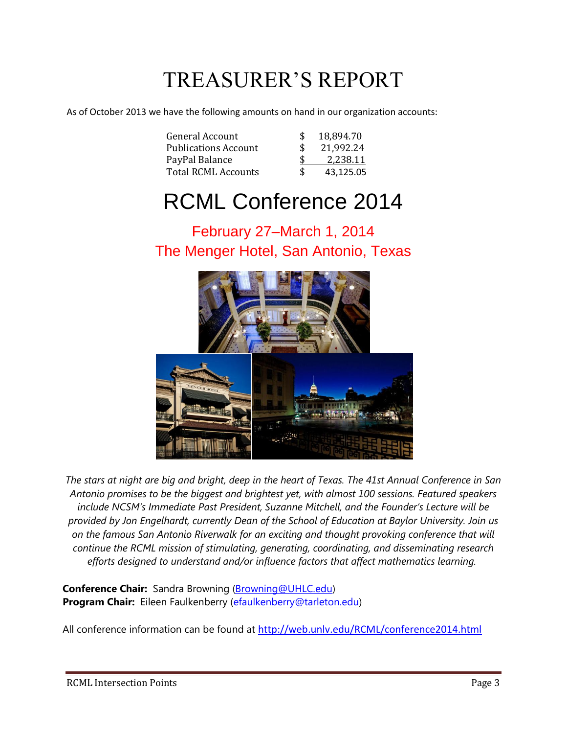# TREASURER'S REPORT

As of October 2013 we have the following amounts on hand in our organization accounts:

| | | |
|---|---|---|
| General Account | $ | 18,894.70 |
| Publications Account | $ | 21,992.24 |
| PayPal Balance | $ | 2,238.11 |
| Total RCML Accounts | $ | 43,125.05 |

# RCML Conference 2014

## February 27–March 1, 2014
## The Menger Hotel, San Antonio, Texas

*The stars at night are big and bright, deep in the heart of Texas. The 41st Annual Conference in San Antonio promises to be the biggest and brightest yet, with almost 100 sessions. Featured speakers include NCSM's Immediate Past President, Suzanne Mitchell, and the Founder's Lecture will be provided by Jon Engelhardt, currently Dean of the School of Education at Baylor University. Join us on the famous San Antonio Riverwalk for an exciting and thought provoking conference that will continue the RCML mission of stimulating, generating, coordinating, and disseminating research efforts designed to understand and/or influence factors that affect mathematics learning.*

**Conference Chair:** Sandra Browning (Browning@UHLC.edu)
**Program Chair:** Eileen Faulkenberry (efaulkenberry@tarleton.edu)

All conference information can be found at http://web.unlv.edu/RCML/conference2014.html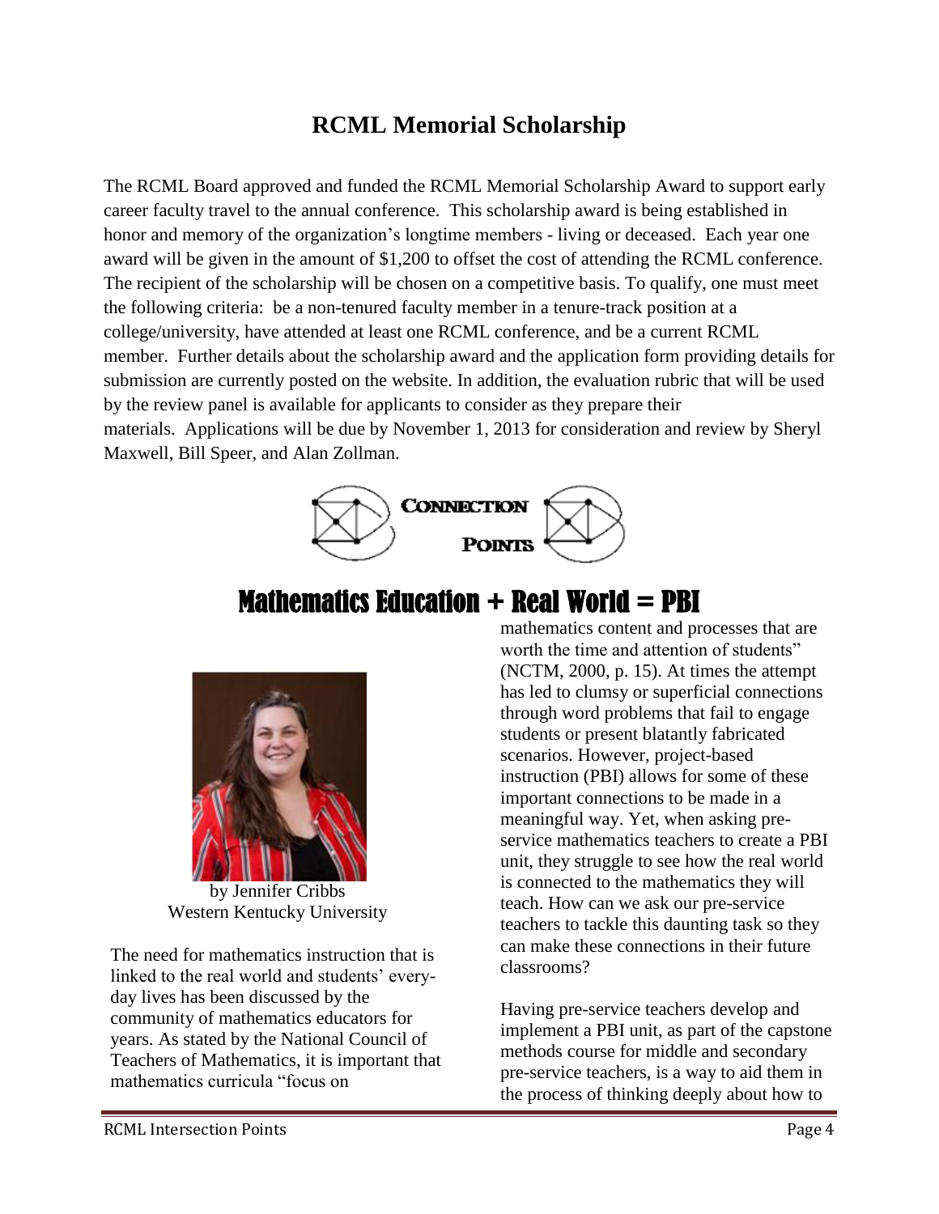## RCML Memorial Scholarship

The RCML Board approved and funded the RCML Memorial Scholarship Award to support early career faculty travel to the annual conference. This scholarship award is being established in honor and memory of the organization's longtime members - living or deceased. Each year one award will be given in the amount of $1,200 to offset the cost of attending the RCML conference. The recipient of the scholarship will be chosen on a competitive basis. To qualify, one must meet the following criteria: be a non-tenured faculty member in a tenure-track position at a college/university, have attended at least one RCML conference, and be a current RCML member. Further details about the scholarship award and the application form providing details for submission are currently posted on the website. In addition, the evaluation rubric that will be used by the review panel is available for applicants to consider as they prepare their materials. Applications will be due by November 1, 2013 for consideration and review by Sheryl Maxwell, Bill Speer, and Alan Zollman.

**CONNECTION POINTS**

## Mathematics Education + Real World = PBI

by Jennifer Cribbs
Western Kentucky University

The need for mathematics instruction that is linked to the real world and students' every-day lives has been discussed by the community of mathematics educators for years. As stated by the National Council of Teachers of Mathematics, it is important that mathematics curricula "focus on mathematics content and processes that are worth the time and attention of students" (NCTM, 2000, p. 15). At times the attempt has led to clumsy or superficial connections through word problems that fail to engage students or present blatantly fabricated scenarios. However, project-based instruction (PBI) allows for some of these important connections to be made in a meaningful way. Yet, when asking pre-service mathematics teachers to create a PBI unit, they struggle to see how the real world is connected to the mathematics they will teach. How can we ask our pre-service teachers to tackle this daunting task so they can make these connections in their future classrooms?

Having pre-service teachers develop and implement a PBI unit, as part of the capstone methods course for middle and secondary pre-service teachers, is a way to aid them in the process of thinking deeply about how to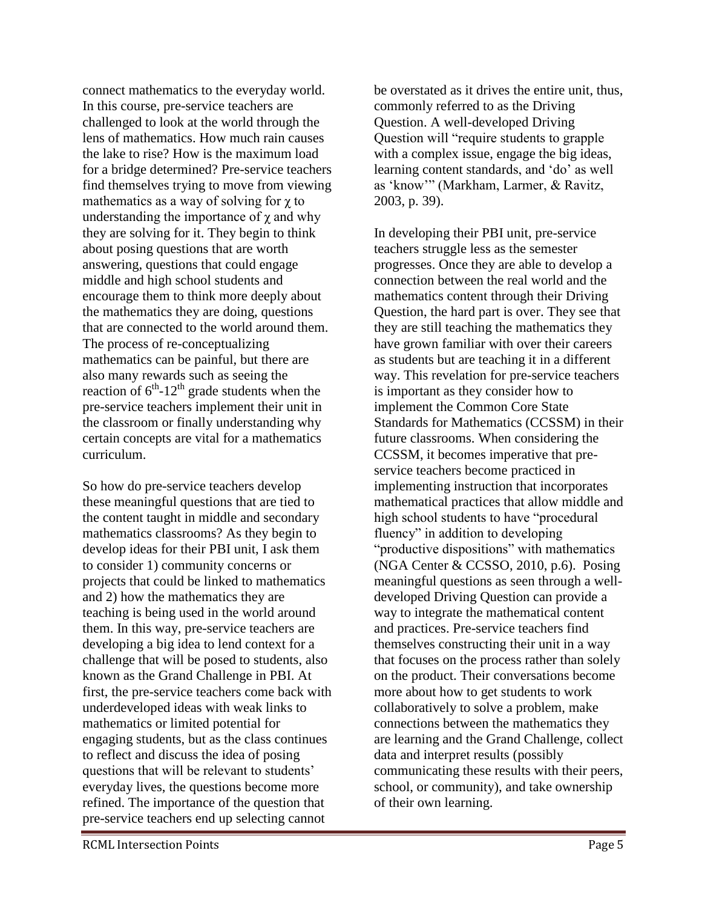connect mathematics to the everyday world. In this course, pre-service teachers are challenged to look at the world through the lens of mathematics. How much rain causes the lake to rise? How is the maximum load for a bridge determined? Pre-service teachers find themselves trying to move from viewing mathematics as a way of solving for $\chi$ to understanding the importance of $\chi$ and why they are solving for it. They begin to think about posing questions that are worth answering, questions that could engage middle and high school students and encourage them to think more deeply about the mathematics they are doing, questions that are connected to the world around them. The process of re-conceptualizing mathematics can be painful, but there are also many rewards such as seeing the reaction of $6^{th}$-$12^{th}$ grade students when the pre-service teachers implement their unit in the classroom or finally understanding why certain concepts are vital for a mathematics curriculum.

So how do pre-service teachers develop these meaningful questions that are tied to the content taught in middle and secondary mathematics classrooms? As they begin to develop ideas for their PBI unit, I ask them to consider 1) community concerns or projects that could be linked to mathematics and 2) how the mathematics they are teaching is being used in the world around them. In this way, pre-service teachers are developing a big idea to lend context for a challenge that will be posed to students, also known as the Grand Challenge in PBI. At first, the pre-service teachers come back with underdeveloped ideas with weak links to mathematics or limited potential for engaging students, but as the class continues to reflect and discuss the idea of posing questions that will be relevant to students' everyday lives, the questions become more refined. The importance of the question that pre-service teachers end up selecting cannot be overstated as it drives the entire unit, thus, commonly referred to as the Driving Question. A well-developed Driving Question will "require students to grapple with a complex issue, engage the big ideas, learning content standards, and 'do' as well as 'know'" (Markham, Larmer, & Ravitz, 2003, p. 39).

In developing their PBI unit, pre-service teachers struggle less as the semester progresses. Once they are able to develop a connection between the real world and the mathematics content through their Driving Question, the hard part is over. They see that they are still teaching the mathematics they have grown familiar with over their careers as students but are teaching it in a different way. This revelation for pre-service teachers is important as they consider how to implement the Common Core State Standards for Mathematics (CCSSM) in their future classrooms. When considering the CCSSM, it becomes imperative that pre-service teachers become practiced in implementing instruction that incorporates mathematical practices that allow middle and high school students to have "procedural fluency" in addition to developing "productive dispositions" with mathematics (NGA Center & CCSSO, 2010, p.6). Posing meaningful questions as seen through a well-developed Driving Question can provide a way to integrate the mathematical content and practices. Pre-service teachers find themselves constructing their unit in a way that focuses on the process rather than solely on the product. Their conversations become more about how to get students to work collaboratively to solve a problem, make connections between the mathematics they are learning and the Grand Challenge, collect data and interpret results (possibly communicating these results with their peers, school, or community), and take ownership of their own learning.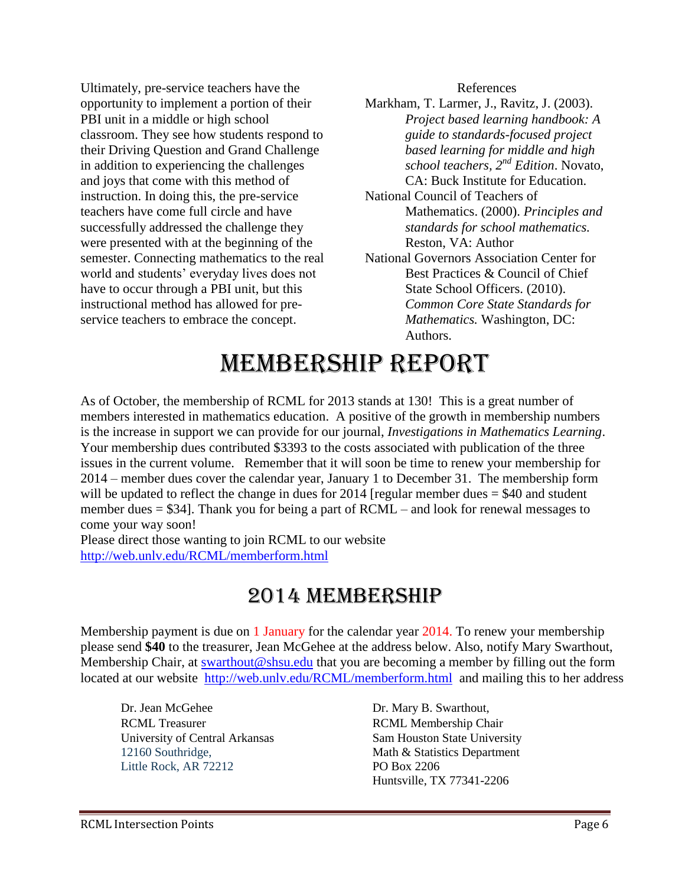Ultimately, pre-service teachers have the opportunity to implement a portion of their PBI unit in a middle or high school classroom. They see how students respond to their Driving Question and Grand Challenge in addition to experiencing the challenges and joys that come with this method of instruction. In doing this, the pre-service teachers have come full circle and have successfully addressed the challenge they were presented with at the beginning of the semester. Connecting mathematics to the real world and students' everyday lives does not have to occur through a PBI unit, but this instructional method has allowed for pre-service teachers to embrace the concept.

References

Markham, T. Larmer, J., Ravitz, J. (2003). *Project based learning handbook: A guide to standards-focused project based learning for middle and high school teachers, 2nd Edition*. Novato, CA: Buck Institute for Education.

National Council of Teachers of Mathematics. (2000). *Principles and standards for school mathematics.* Reston, VA: Author

National Governors Association Center for Best Practices & Council of Chief State School Officers. (2010). *Common Core State Standards for Mathematics.* Washington, DC: Authors.

# Membership Report

As of October, the membership of RCML for 2013 stands at 130! This is a great number of members interested in mathematics education. A positive of the growth in membership numbers is the increase in support we can provide for our journal, *Investigations in Mathematics Learning*. Your membership dues contributed $3393 to the costs associated with publication of the three issues in the current volume. Remember that it will soon be time to renew your membership for 2014 – member dues cover the calendar year, January 1 to December 31. The membership form will be updated to reflect the change in dues for 2014 [regular member dues = $40 and student member dues = $34]. Thank you for being a part of RCML – and look for renewal messages to come your way soon!

Please direct those wanting to join RCML to our website http://web.unlv.edu/RCML/memberform.html

# 2014 Membership

Membership payment is due on 1 January for the calendar year 2014. To renew your membership please send **$40** to the treasurer, Jean McGehee at the address below. Also, notify Mary Swarthout, Membership Chair, at swarthout@shsu.edu that you are becoming a member by filling out the form located at our website http://web.unlv.edu/RCML/memberform.html and mailing this to her address

Dr. Jean McGehee
RCML Treasurer
University of Central Arkansas
12160 Southridge,
Little Rock, AR 72212

Dr. Mary B. Swarthout,
RCML Membership Chair
Sam Houston State University
Math & Statistics Department
PO Box 2206
Huntsville, TX 77341-2206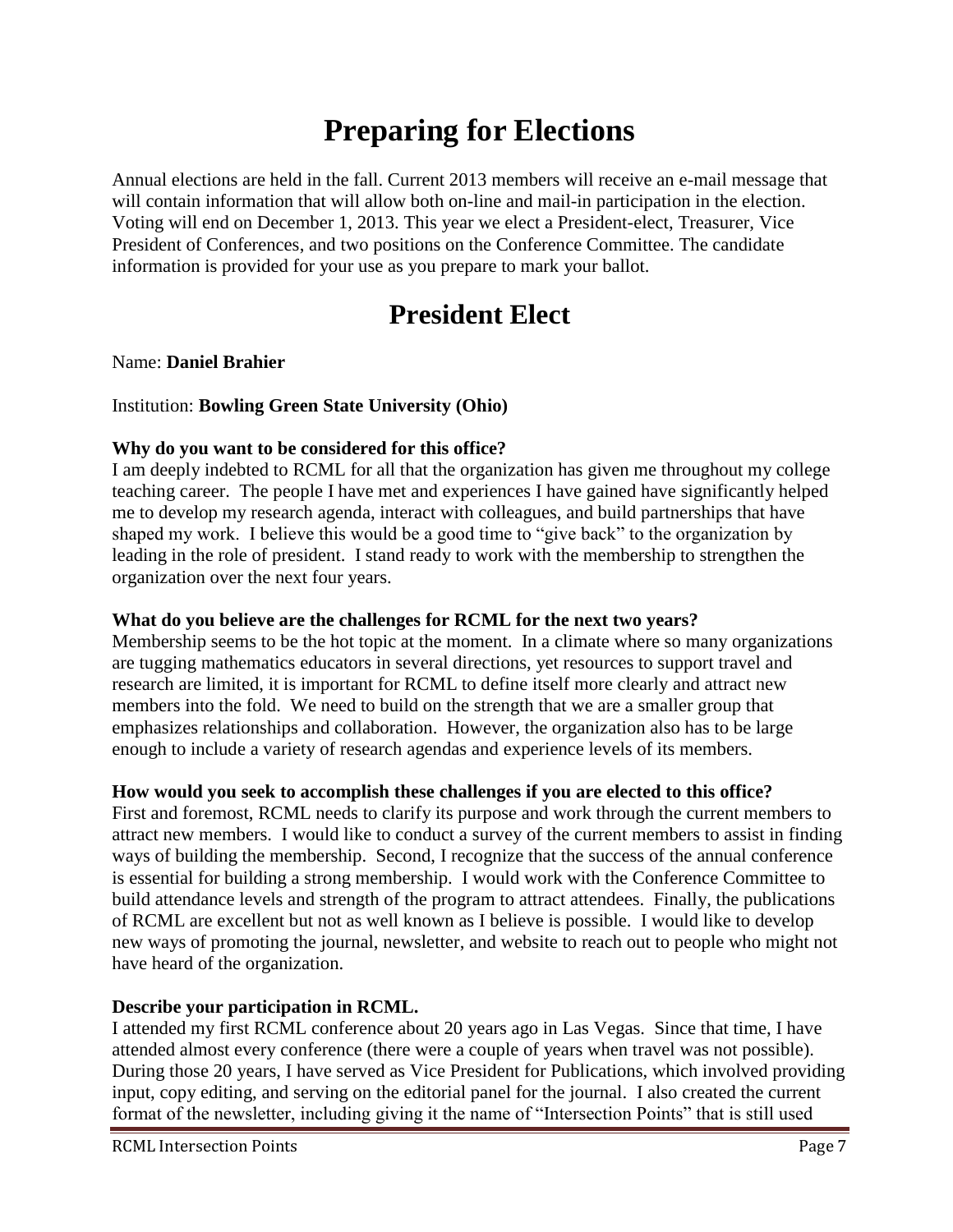# Preparing for Elections

Annual elections are held in the fall. Current 2013 members will receive an e-mail message that will contain information that will allow both on-line and mail-in participation in the election. Voting will end on December 1, 2013. This year we elect a President-elect, Treasurer, Vice President of Conferences, and two positions on the Conference Committee. The candidate information is provided for your use as you prepare to mark your ballot.

# President Elect

Name: **Daniel Brahier**

Institution: **Bowling Green State University (Ohio)**

**Why do you want to be considered for this office?**

I am deeply indebted to RCML for all that the organization has given me throughout my college teaching career. The people I have met and experiences I have gained have significantly helped me to develop my research agenda, interact with colleagues, and build partnerships that have shaped my work. I believe this would be a good time to "give back" to the organization by leading in the role of president. I stand ready to work with the membership to strengthen the organization over the next four years.

**What do you believe are the challenges for RCML for the next two years?**

Membership seems to be the hot topic at the moment. In a climate where so many organizations are tugging mathematics educators in several directions, yet resources to support travel and research are limited, it is important for RCML to define itself more clearly and attract new members into the fold. We need to build on the strength that we are a smaller group that emphasizes relationships and collaboration. However, the organization also has to be large enough to include a variety of research agendas and experience levels of its members.

**How would you seek to accomplish these challenges if you are elected to this office?**

First and foremost, RCML needs to clarify its purpose and work through the current members to attract new members. I would like to conduct a survey of the current members to assist in finding ways of building the membership. Second, I recognize that the success of the annual conference is essential for building a strong membership. I would work with the Conference Committee to build attendance levels and strength of the program to attract attendees. Finally, the publications of RCML are excellent but not as well known as I believe is possible. I would like to develop new ways of promoting the journal, newsletter, and website to reach out to people who might not have heard of the organization.

**Describe your participation in RCML.**

I attended my first RCML conference about 20 years ago in Las Vegas. Since that time, I have attended almost every conference (there were a couple of years when travel was not possible). During those 20 years, I have served as Vice President for Publications, which involved providing input, copy editing, and serving on the editorial panel for the journal. I also created the current format of the newsletter, including giving it the name of "Intersection Points" that is still used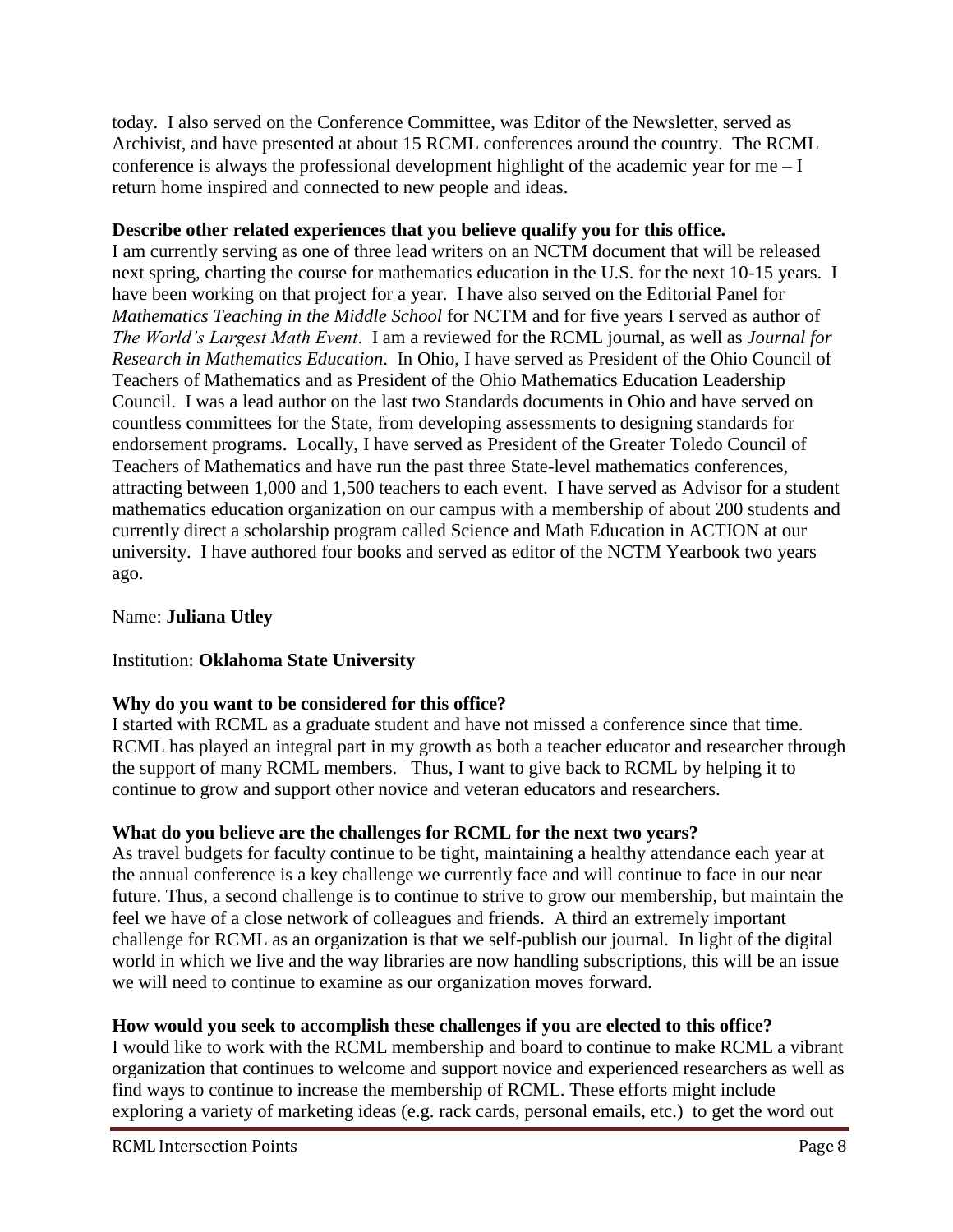today. I also served on the Conference Committee, was Editor of the Newsletter, served as Archivist, and have presented at about 15 RCML conferences around the country. The RCML conference is always the professional development highlight of the academic year for me – I return home inspired and connected to new people and ideas.

**Describe other related experiences that you believe qualify you for this office.**

I am currently serving as one of three lead writers on an NCTM document that will be released next spring, charting the course for mathematics education in the U.S. for the next 10-15 years. I have been working on that project for a year. I have also served on the Editorial Panel for *Mathematics Teaching in the Middle School* for NCTM and for five years I served as author of *The World's Largest Math Event*. I am a reviewed for the RCML journal, as well as *Journal for Research in Mathematics Education*. In Ohio, I have served as President of the Ohio Council of Teachers of Mathematics and as President of the Ohio Mathematics Education Leadership Council. I was a lead author on the last two Standards documents in Ohio and have served on countless committees for the State, from developing assessments to designing standards for endorsement programs. Locally, I have served as President of the Greater Toledo Council of Teachers of Mathematics and have run the past three State-level mathematics conferences, attracting between 1,000 and 1,500 teachers to each event. I have served as Advisor for a student mathematics education organization on our campus with a membership of about 200 students and currently direct a scholarship program called Science and Math Education in ACTION at our university. I have authored four books and served as editor of the NCTM Yearbook two years ago.

Name: **Juliana Utley**

Institution: **Oklahoma State University**

**Why do you want to be considered for this office?**

I started with RCML as a graduate student and have not missed a conference since that time. RCML has played an integral part in my growth as both a teacher educator and researcher through the support of many RCML members. Thus, I want to give back to RCML by helping it to continue to grow and support other novice and veteran educators and researchers.

**What do you believe are the challenges for RCML for the next two years?**

As travel budgets for faculty continue to be tight, maintaining a healthy attendance each year at the annual conference is a key challenge we currently face and will continue to face in our near future. Thus, a second challenge is to continue to strive to grow our membership, but maintain the feel we have of a close network of colleagues and friends. A third an extremely important challenge for RCML as an organization is that we self-publish our journal. In light of the digital world in which we live and the way libraries are now handling subscriptions, this will be an issue we will need to continue to examine as our organization moves forward.

**How would you seek to accomplish these challenges if you are elected to this office?**

I would like to work with the RCML membership and board to continue to make RCML a vibrant organization that continues to welcome and support novice and experienced researchers as well as find ways to continue to increase the membership of RCML. These efforts might include exploring a variety of marketing ideas (e.g. rack cards, personal emails, etc.) to get the word out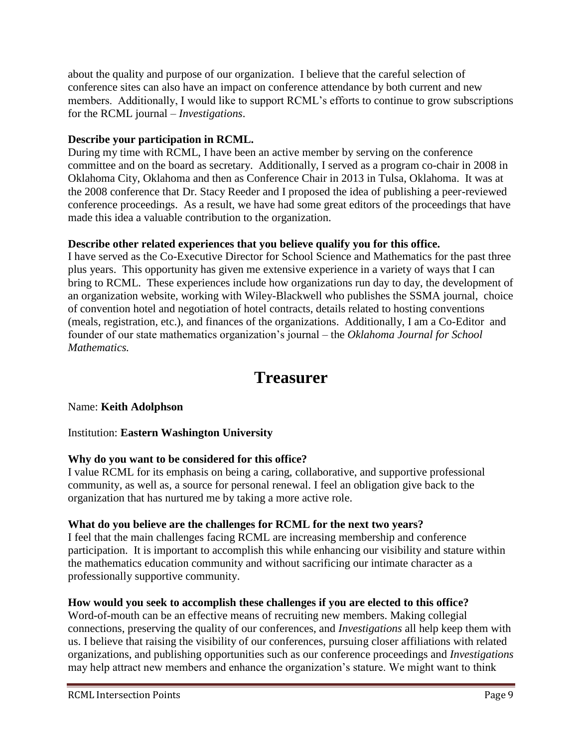about the quality and purpose of our organization. I believe that the careful selection of conference sites can also have an impact on conference attendance by both current and new members. Additionally, I would like to support RCML's efforts to continue to grow subscriptions for the RCML journal – *Investigations*.

**Describe your participation in RCML.**

During my time with RCML, I have been an active member by serving on the conference committee and on the board as secretary. Additionally, I served as a program co-chair in 2008 in Oklahoma City, Oklahoma and then as Conference Chair in 2013 in Tulsa, Oklahoma. It was at the 2008 conference that Dr. Stacy Reeder and I proposed the idea of publishing a peer-reviewed conference proceedings. As a result, we have had some great editors of the proceedings that have made this idea a valuable contribution to the organization.

**Describe other related experiences that you believe qualify you for this office.**

I have served as the Co-Executive Director for School Science and Mathematics for the past three plus years. This opportunity has given me extensive experience in a variety of ways that I can bring to RCML. These experiences include how organizations run day to day, the development of an organization website, working with Wiley-Blackwell who publishes the SSMA journal, choice of convention hotel and negotiation of hotel contracts, details related to hosting conventions (meals, registration, etc.), and finances of the organizations. Additionally, I am a Co-Editor and founder of our state mathematics organization's journal – the *Oklahoma Journal for School Mathematics.*

# Treasurer

Name: **Keith Adolphson**

Institution: **Eastern Washington University**

**Why do you want to be considered for this office?**

I value RCML for its emphasis on being a caring, collaborative, and supportive professional community, as well as, a source for personal renewal. I feel an obligation give back to the organization that has nurtured me by taking a more active role.

**What do you believe are the challenges for RCML for the next two years?**

I feel that the main challenges facing RCML are increasing membership and conference participation. It is important to accomplish this while enhancing our visibility and stature within the mathematics education community and without sacrificing our intimate character as a professionally supportive community.

**How would you seek to accomplish these challenges if you are elected to this office?**

Word-of-mouth can be an effective means of recruiting new members. Making collegial connections, preserving the quality of our conferences, and *Investigations* all help keep them with us. I believe that raising the visibility of our conferences, pursuing closer affiliations with related organizations, and publishing opportunities such as our conference proceedings and *Investigations* may help attract new members and enhance the organization's stature. We might want to think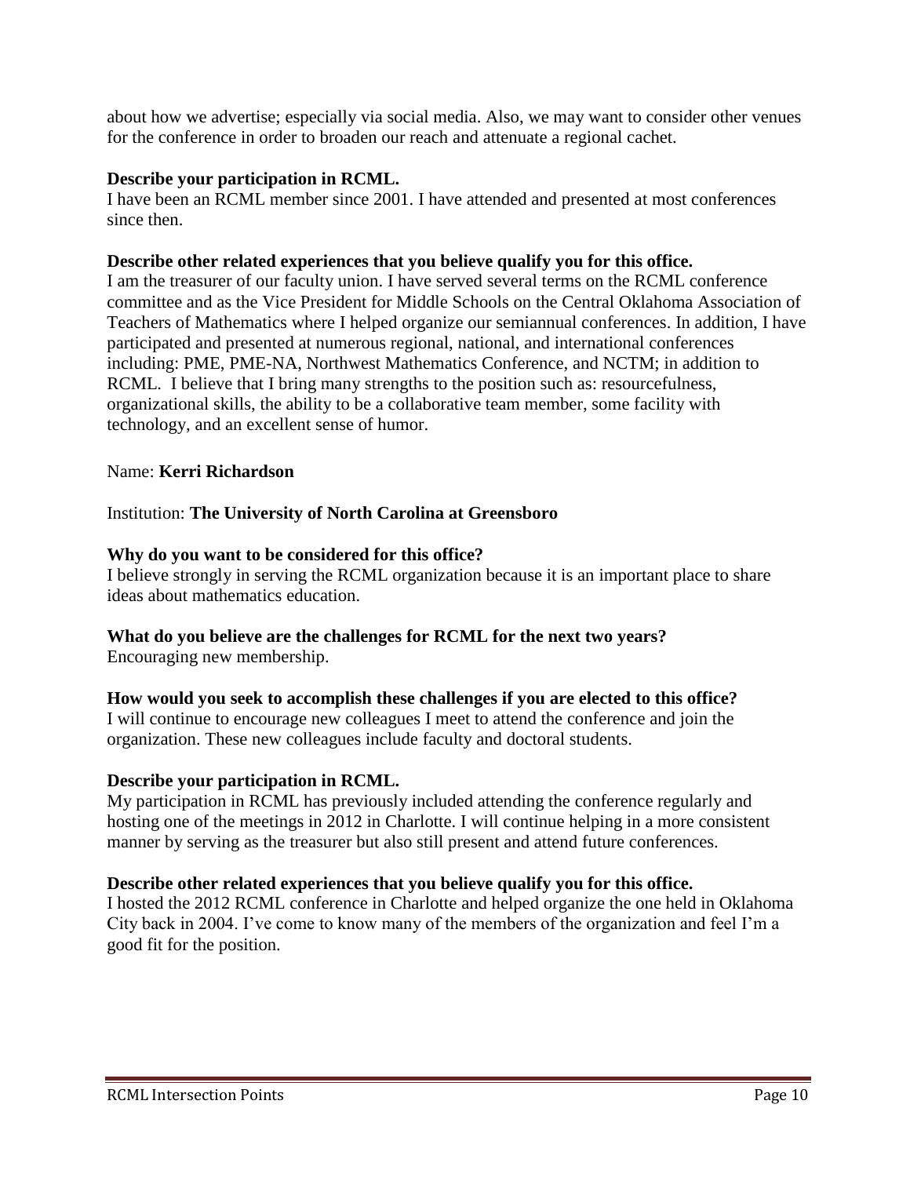about how we advertise; especially via social media. Also, we may want to consider other venues for the conference in order to broaden our reach and attenuate a regional cachet.

**Describe your participation in RCML.**
I have been an RCML member since 2001. I have attended and presented at most conferences since then.

**Describe other related experiences that you believe qualify you for this office.**
I am the treasurer of our faculty union. I have served several terms on the RCML conference committee and as the Vice President for Middle Schools on the Central Oklahoma Association of Teachers of Mathematics where I helped organize our semiannual conferences. In addition, I have participated and presented at numerous regional, national, and international conferences including: PME, PME-NA, Northwest Mathematics Conference, and NCTM; in addition to RCML. I believe that I bring many strengths to the position such as: resourcefulness, organizational skills, the ability to be a collaborative team member, some facility with technology, and an excellent sense of humor.

Name: **Kerri Richardson**

Institution: **The University of North Carolina at Greensboro**

**Why do you want to be considered for this office?**
I believe strongly in serving the RCML organization because it is an important place to share ideas about mathematics education.

**What do you believe are the challenges for RCML for the next two years?**
Encouraging new membership.

**How would you seek to accomplish these challenges if you are elected to this office?**
I will continue to encourage new colleagues I meet to attend the conference and join the organization. These new colleagues include faculty and doctoral students.

**Describe your participation in RCML.**
My participation in RCML has previously included attending the conference regularly and hosting one of the meetings in 2012 in Charlotte. I will continue helping in a more consistent manner by serving as the treasurer but also still present and attend future conferences.

**Describe other related experiences that you believe qualify you for this office.**
I hosted the 2012 RCML conference in Charlotte and helped organize the one held in Oklahoma City back in 2004. I've come to know many of the members of the organization and feel I'm a good fit for the position.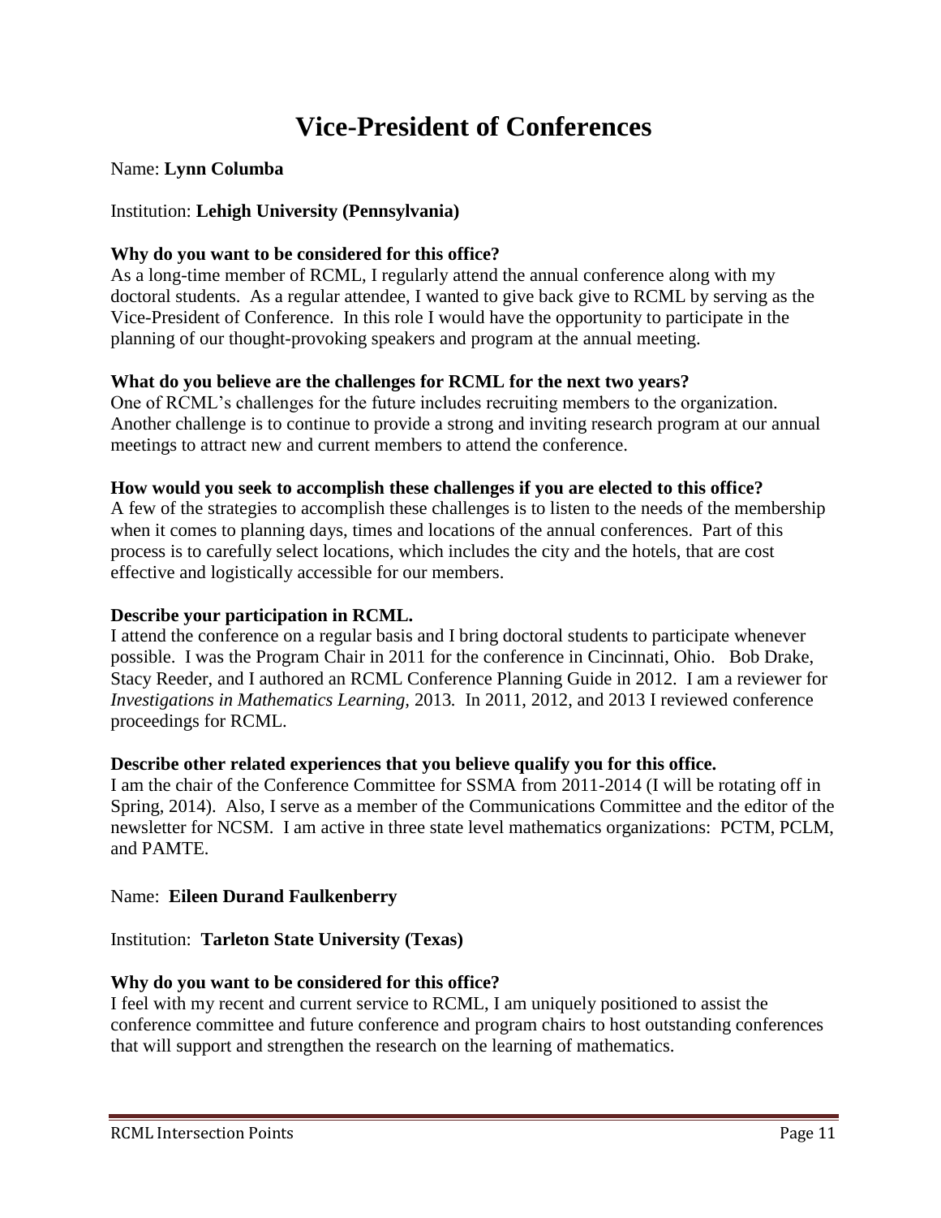# Vice-President of Conferences

Name: **Lynn Columba**

Institution: **Lehigh University (Pennsylvania)**

**Why do you want to be considered for this office?**
As a long-time member of RCML, I regularly attend the annual conference along with my doctoral students. As a regular attendee, I wanted to give back give to RCML by serving as the Vice-President of Conference. In this role I would have the opportunity to participate in the planning of our thought-provoking speakers and program at the annual meeting.

**What do you believe are the challenges for RCML for the next two years?**
One of RCML's challenges for the future includes recruiting members to the organization. Another challenge is to continue to provide a strong and inviting research program at our annual meetings to attract new and current members to attend the conference.

**How would you seek to accomplish these challenges if you are elected to this office?**
A few of the strategies to accomplish these challenges is to listen to the needs of the membership when it comes to planning days, times and locations of the annual conferences. Part of this process is to carefully select locations, which includes the city and the hotels, that are cost effective and logistically accessible for our members.

**Describe your participation in RCML.**
I attend the conference on a regular basis and I bring doctoral students to participate whenever possible. I was the Program Chair in 2011 for the conference in Cincinnati, Ohio. Bob Drake, Stacy Reeder, and I authored an RCML Conference Planning Guide in 2012. I am a reviewer for *Investigations in Mathematics Learning,* 2013*.* In 2011, 2012, and 2013 I reviewed conference proceedings for RCML.

**Describe other related experiences that you believe qualify you for this office.**
I am the chair of the Conference Committee for SSMA from 2011-2014 (I will be rotating off in Spring, 2014). Also, I serve as a member of the Communications Committee and the editor of the newsletter for NCSM. I am active in three state level mathematics organizations: PCTM, PCLM, and PAMTE.

Name: **Eileen Durand Faulkenberry**

Institution: **Tarleton State University (Texas)**

**Why do you want to be considered for this office?**
I feel with my recent and current service to RCML, I am uniquely positioned to assist the conference committee and future conference and program chairs to host outstanding conferences that will support and strengthen the research on the learning of mathematics.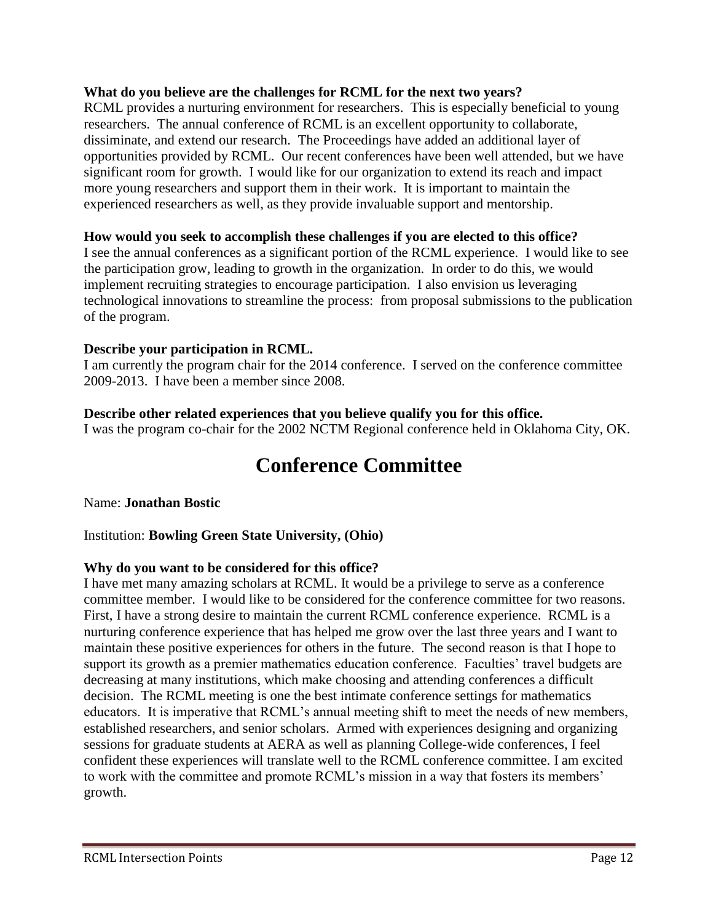**What do you believe are the challenges for RCML for the next two years?**

RCML provides a nurturing environment for researchers. This is especially beneficial to young researchers. The annual conference of RCML is an excellent opportunity to collaborate, dissiminate, and extend our research. The Proceedings have added an additional layer of opportunities provided by RCML. Our recent conferences have been well attended, but we have significant room for growth. I would like for our organization to extend its reach and impact more young researchers and support them in their work. It is important to maintain the experienced researchers as well, as they provide invaluable support and mentorship.

**How would you seek to accomplish these challenges if you are elected to this office?**

I see the annual conferences as a significant portion of the RCML experience. I would like to see the participation grow, leading to growth in the organization. In order to do this, we would implement recruiting strategies to encourage participation. I also envision us leveraging technological innovations to streamline the process: from proposal submissions to the publication of the program.

**Describe your participation in RCML.**

I am currently the program chair for the 2014 conference. I served on the conference committee 2009-2013. I have been a member since 2008.

**Describe other related experiences that you believe qualify you for this office.**

I was the program co-chair for the 2002 NCTM Regional conference held in Oklahoma City, OK.

# Conference Committee

Name: **Jonathan Bostic**

Institution: **Bowling Green State University, (Ohio)**

**Why do you want to be considered for this office?**

I have met many amazing scholars at RCML. It would be a privilege to serve as a conference committee member. I would like to be considered for the conference committee for two reasons. First, I have a strong desire to maintain the current RCML conference experience. RCML is a nurturing conference experience that has helped me grow over the last three years and I want to maintain these positive experiences for others in the future. The second reason is that I hope to support its growth as a premier mathematics education conference. Faculties' travel budgets are decreasing at many institutions, which make choosing and attending conferences a difficult decision. The RCML meeting is one the best intimate conference settings for mathematics educators. It is imperative that RCML's annual meeting shift to meet the needs of new members, established researchers, and senior scholars. Armed with experiences designing and organizing sessions for graduate students at AERA as well as planning College-wide conferences, I feel confident these experiences will translate well to the RCML conference committee. I am excited to work with the committee and promote RCML's mission in a way that fosters its members' growth.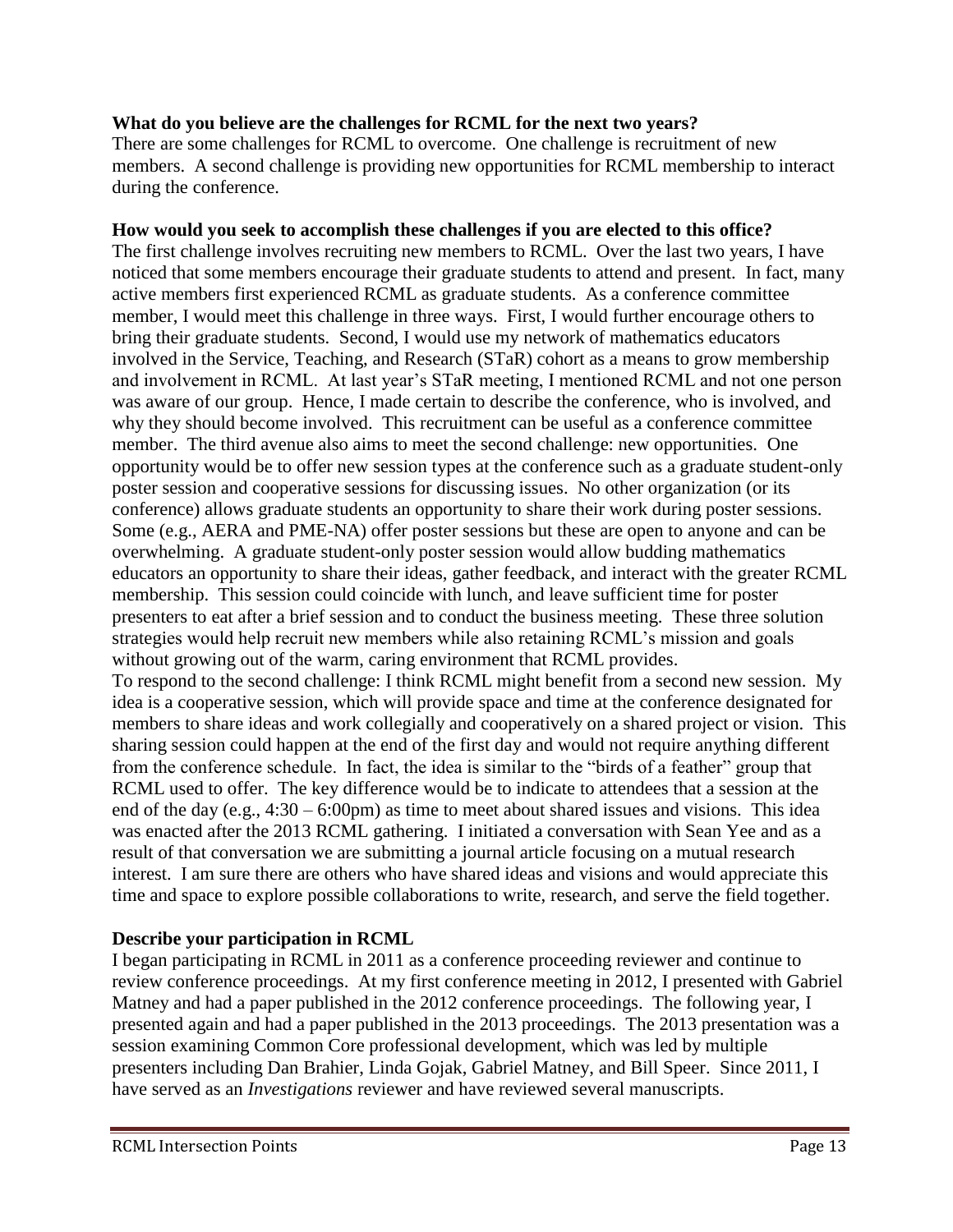**What do you believe are the challenges for RCML for the next two years?**

There are some challenges for RCML to overcome. One challenge is recruitment of new members. A second challenge is providing new opportunities for RCML membership to interact during the conference.

**How would you seek to accomplish these challenges if you are elected to this office?**

The first challenge involves recruiting new members to RCML. Over the last two years, I have noticed that some members encourage their graduate students to attend and present. In fact, many active members first experienced RCML as graduate students. As a conference committee member, I would meet this challenge in three ways. First, I would further encourage others to bring their graduate students. Second, I would use my network of mathematics educators involved in the Service, Teaching, and Research (STaR) cohort as a means to grow membership and involvement in RCML. At last year's STaR meeting, I mentioned RCML and not one person was aware of our group. Hence, I made certain to describe the conference, who is involved, and why they should become involved. This recruitment can be useful as a conference committee member. The third avenue also aims to meet the second challenge: new opportunities. One opportunity would be to offer new session types at the conference such as a graduate student-only poster session and cooperative sessions for discussing issues. No other organization (or its conference) allows graduate students an opportunity to share their work during poster sessions. Some (e.g., AERA and PME-NA) offer poster sessions but these are open to anyone and can be overwhelming. A graduate student-only poster session would allow budding mathematics educators an opportunity to share their ideas, gather feedback, and interact with the greater RCML membership. This session could coincide with lunch, and leave sufficient time for poster presenters to eat after a brief session and to conduct the business meeting. These three solution strategies would help recruit new members while also retaining RCML's mission and goals without growing out of the warm, caring environment that RCML provides.

To respond to the second challenge: I think RCML might benefit from a second new session. My idea is a cooperative session, which will provide space and time at the conference designated for members to share ideas and work collegially and cooperatively on a shared project or vision. This sharing session could happen at the end of the first day and would not require anything different from the conference schedule. In fact, the idea is similar to the "birds of a feather" group that RCML used to offer. The key difference would be to indicate to attendees that a session at the end of the day (e.g., 4:30 – 6:00pm) as time to meet about shared issues and visions. This idea was enacted after the 2013 RCML gathering. I initiated a conversation with Sean Yee and as a result of that conversation we are submitting a journal article focusing on a mutual research interest. I am sure there are others who have shared ideas and visions and would appreciate this time and space to explore possible collaborations to write, research, and serve the field together.

**Describe your participation in RCML**

I began participating in RCML in 2011 as a conference proceeding reviewer and continue to review conference proceedings. At my first conference meeting in 2012, I presented with Gabriel Matney and had a paper published in the 2012 conference proceedings. The following year, I presented again and had a paper published in the 2013 proceedings. The 2013 presentation was a session examining Common Core professional development, which was led by multiple presenters including Dan Brahier, Linda Gojak, Gabriel Matney, and Bill Speer. Since 2011, I have served as an *Investigations* reviewer and have reviewed several manuscripts.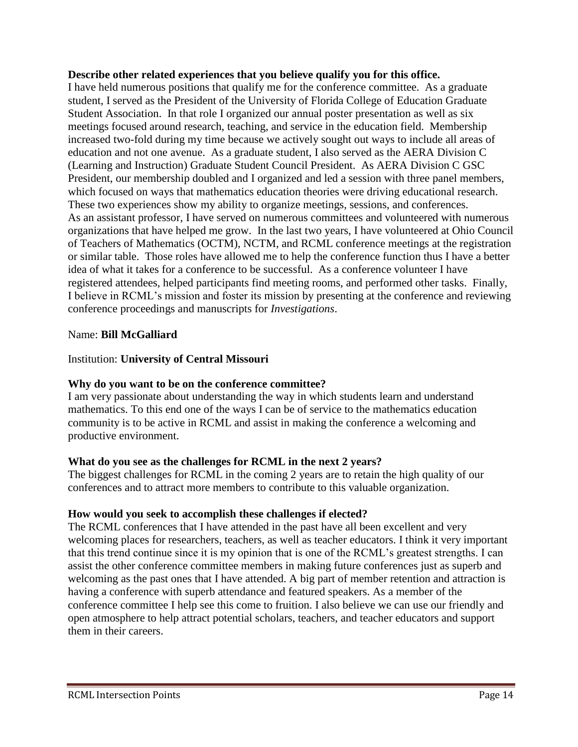**Describe other related experiences that you believe qualify you for this office.**

I have held numerous positions that qualify me for the conference committee. As a graduate student, I served as the President of the University of Florida College of Education Graduate Student Association. In that role I organized our annual poster presentation as well as six meetings focused around research, teaching, and service in the education field. Membership increased two-fold during my time because we actively sought out ways to include all areas of education and not one avenue. As a graduate student, I also served as the AERA Division C (Learning and Instruction) Graduate Student Council President. As AERA Division C GSC President, our membership doubled and I organized and led a session with three panel members, which focused on ways that mathematics education theories were driving educational research. These two experiences show my ability to organize meetings, sessions, and conferences.

As an assistant professor, I have served on numerous committees and volunteered with numerous organizations that have helped me grow. In the last two years, I have volunteered at Ohio Council of Teachers of Mathematics (OCTM), NCTM, and RCML conference meetings at the registration or similar table. Those roles have allowed me to help the conference function thus I have a better idea of what it takes for a conference to be successful. As a conference volunteer I have registered attendees, helped participants find meeting rooms, and performed other tasks. Finally, I believe in RCML's mission and foster its mission by presenting at the conference and reviewing conference proceedings and manuscripts for *Investigations*.

Name: **Bill McGalliard**

Institution: **University of Central Missouri**

**Why do you want to be on the conference committee?**

I am very passionate about understanding the way in which students learn and understand mathematics. To this end one of the ways I can be of service to the mathematics education community is to be active in RCML and assist in making the conference a welcoming and productive environment.

**What do you see as the challenges for RCML in the next 2 years?**

The biggest challenges for RCML in the coming 2 years are to retain the high quality of our conferences and to attract more members to contribute to this valuable organization.

**How would you seek to accomplish these challenges if elected?**

The RCML conferences that I have attended in the past have all been excellent and very welcoming places for researchers, teachers, as well as teacher educators. I think it very important that this trend continue since it is my opinion that is one of the RCML's greatest strengths. I can assist the other conference committee members in making future conferences just as superb and welcoming as the past ones that I have attended. A big part of member retention and attraction is having a conference with superb attendance and featured speakers. As a member of the conference committee I help see this come to fruition. I also believe we can use our friendly and open atmosphere to help attract potential scholars, teachers, and teacher educators and support them in their careers.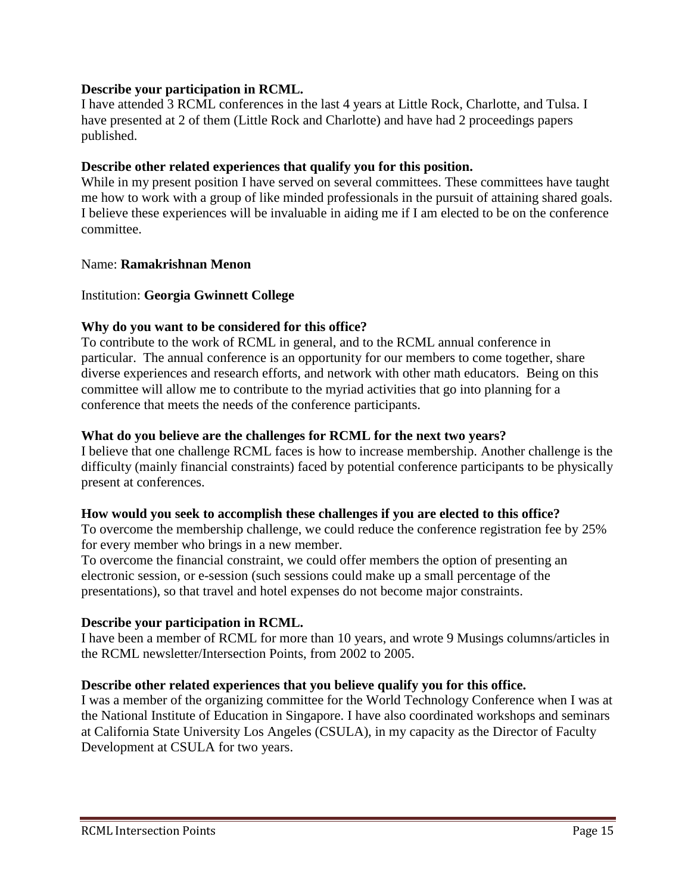**Describe your participation in RCML.**

I have attended 3 RCML conferences in the last 4 years at Little Rock, Charlotte, and Tulsa. I have presented at 2 of them (Little Rock and Charlotte) and have had 2 proceedings papers published.

**Describe other related experiences that qualify you for this position.**

While in my present position I have served on several committees. These committees have taught me how to work with a group of like minded professionals in the pursuit of attaining shared goals. I believe these experiences will be invaluable in aiding me if I am elected to be on the conference committee.

Name: **Ramakrishnan Menon**

Institution: **Georgia Gwinnett College**

**Why do you want to be considered for this office?**

To contribute to the work of RCML in general, and to the RCML annual conference in particular. The annual conference is an opportunity for our members to come together, share diverse experiences and research efforts, and network with other math educators. Being on this committee will allow me to contribute to the myriad activities that go into planning for a conference that meets the needs of the conference participants.

**What do you believe are the challenges for RCML for the next two years?**

I believe that one challenge RCML faces is how to increase membership. Another challenge is the difficulty (mainly financial constraints) faced by potential conference participants to be physically present at conferences.

**How would you seek to accomplish these challenges if you are elected to this office?**

To overcome the membership challenge, we could reduce the conference registration fee by 25% for every member who brings in a new member.

To overcome the financial constraint, we could offer members the option of presenting an electronic session, or e-session (such sessions could make up a small percentage of the presentations), so that travel and hotel expenses do not become major constraints.

**Describe your participation in RCML.**

I have been a member of RCML for more than 10 years, and wrote 9 Musings columns/articles in the RCML newsletter/Intersection Points, from 2002 to 2005.

**Describe other related experiences that you believe qualify you for this office.**

I was a member of the organizing committee for the World Technology Conference when I was at the National Institute of Education in Singapore. I have also coordinated workshops and seminars at California State University Los Angeles (CSULA), in my capacity as the Director of Faculty Development at CSULA for two years.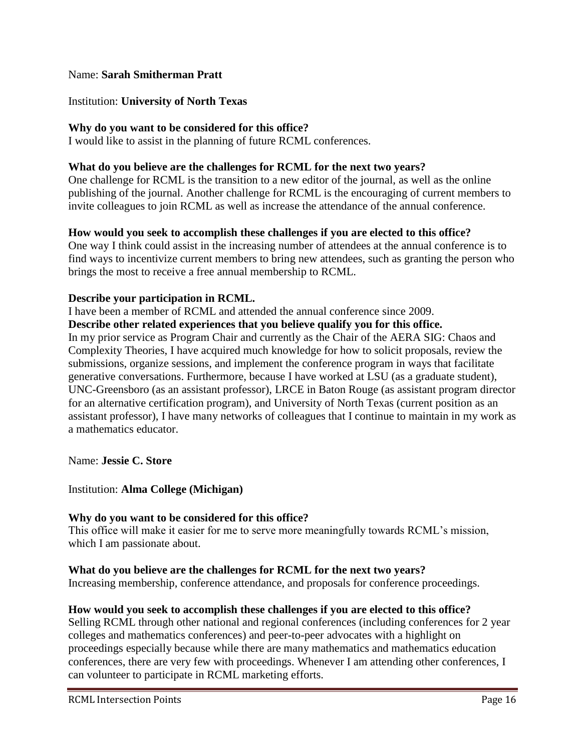Name: **Sarah Smitherman Pratt**

Institution: **University of North Texas**

**Why do you want to be considered for this office?**
I would like to assist in the planning of future RCML conferences.

**What do you believe are the challenges for RCML for the next two years?**
One challenge for RCML is the transition to a new editor of the journal, as well as the online publishing of the journal. Another challenge for RCML is the encouraging of current members to invite colleagues to join RCML as well as increase the attendance of the annual conference.

**How would you seek to accomplish these challenges if you are elected to this office?**
One way I think could assist in the increasing number of attendees at the annual conference is to find ways to incentivize current members to bring new attendees, such as granting the person who brings the most to receive a free annual membership to RCML.

**Describe your participation in RCML.**
I have been a member of RCML and attended the annual conference since 2009.

**Describe other related experiences that you believe qualify you for this office.**
In my prior service as Program Chair and currently as the Chair of the AERA SIG: Chaos and Complexity Theories, I have acquired much knowledge for how to solicit proposals, review the submissions, organize sessions, and implement the conference program in ways that facilitate generative conversations. Furthermore, because I have worked at LSU (as a graduate student), UNC-Greensboro (as an assistant professor), LRCE in Baton Rouge (as assistant program director for an alternative certification program), and University of North Texas (current position as an assistant professor), I have many networks of colleagues that I continue to maintain in my work as a mathematics educator.

Name: **Jessie C. Store**

Institution: **Alma College (Michigan)**

**Why do you want to be considered for this office?**
This office will make it easier for me to serve more meaningfully towards RCML's mission, which I am passionate about.

**What do you believe are the challenges for RCML for the next two years?**
Increasing membership, conference attendance, and proposals for conference proceedings.

**How would you seek to accomplish these challenges if you are elected to this office?**
Selling RCML through other national and regional conferences (including conferences for 2 year colleges and mathematics conferences) and peer-to-peer advocates with a highlight on proceedings especially because while there are many mathematics and mathematics education conferences, there are very few with proceedings. Whenever I am attending other conferences, I can volunteer to participate in RCML marketing efforts.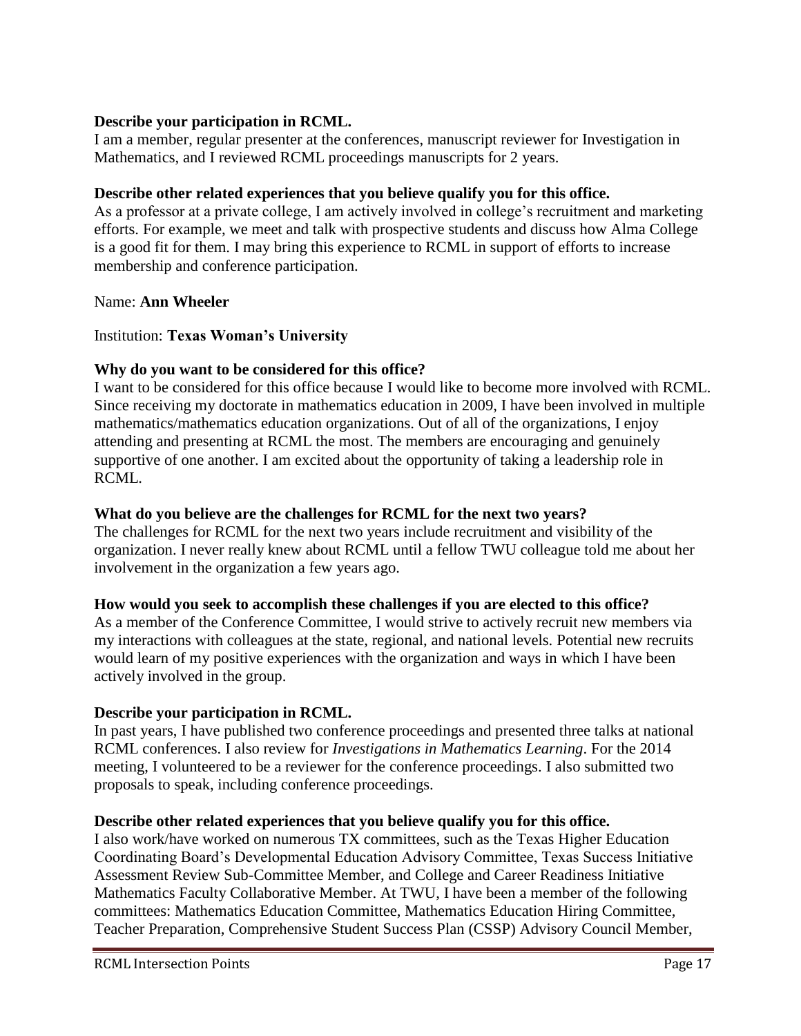**Describe your participation in RCML.**

I am a member, regular presenter at the conferences, manuscript reviewer for Investigation in Mathematics, and I reviewed RCML proceedings manuscripts for 2 years.

**Describe other related experiences that you believe qualify you for this office.**

As a professor at a private college, I am actively involved in college's recruitment and marketing efforts. For example, we meet and talk with prospective students and discuss how Alma College is a good fit for them. I may bring this experience to RCML in support of efforts to increase membership and conference participation.

Name: **Ann Wheeler**

Institution: **Texas Woman's University**

**Why do you want to be considered for this office?**

I want to be considered for this office because I would like to become more involved with RCML. Since receiving my doctorate in mathematics education in 2009, I have been involved in multiple mathematics/mathematics education organizations. Out of all of the organizations, I enjoy attending and presenting at RCML the most. The members are encouraging and genuinely supportive of one another. I am excited about the opportunity of taking a leadership role in RCML.

**What do you believe are the challenges for RCML for the next two years?**

The challenges for RCML for the next two years include recruitment and visibility of the organization. I never really knew about RCML until a fellow TWU colleague told me about her involvement in the organization a few years ago.

**How would you seek to accomplish these challenges if you are elected to this office?**

As a member of the Conference Committee, I would strive to actively recruit new members via my interactions with colleagues at the state, regional, and national levels. Potential new recruits would learn of my positive experiences with the organization and ways in which I have been actively involved in the group.

**Describe your participation in RCML.**

In past years, I have published two conference proceedings and presented three talks at national RCML conferences. I also review for *Investigations in Mathematics Learning*. For the 2014 meeting, I volunteered to be a reviewer for the conference proceedings. I also submitted two proposals to speak, including conference proceedings.

**Describe other related experiences that you believe qualify you for this office.**

I also work/have worked on numerous TX committees, such as the Texas Higher Education Coordinating Board's Developmental Education Advisory Committee, Texas Success Initiative Assessment Review Sub-Committee Member, and College and Career Readiness Initiative Mathematics Faculty Collaborative Member. At TWU, I have been a member of the following committees: Mathematics Education Committee, Mathematics Education Hiring Committee, Teacher Preparation, Comprehensive Student Success Plan (CSSP) Advisory Council Member,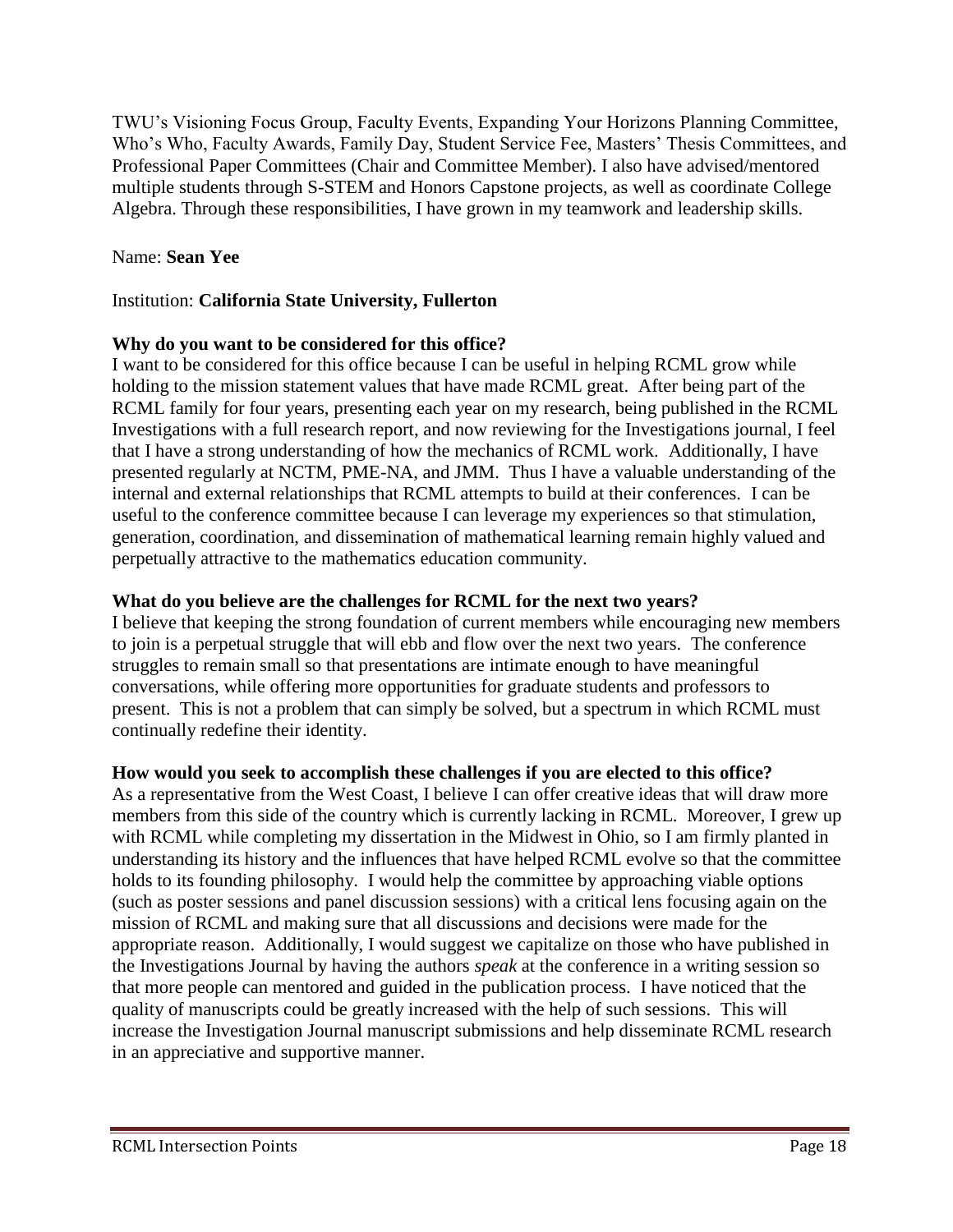TWU's Visioning Focus Group, Faculty Events, Expanding Your Horizons Planning Committee, Who's Who, Faculty Awards, Family Day, Student Service Fee, Masters' Thesis Committees, and Professional Paper Committees (Chair and Committee Member). I also have advised/mentored multiple students through S-STEM and Honors Capstone projects, as well as coordinate College Algebra. Through these responsibilities, I have grown in my teamwork and leadership skills.

Name: **Sean Yee**

Institution: **California State University, Fullerton**

**Why do you want to be considered for this office?**

I want to be considered for this office because I can be useful in helping RCML grow while holding to the mission statement values that have made RCML great. After being part of the RCML family for four years, presenting each year on my research, being published in the RCML Investigations with a full research report, and now reviewing for the Investigations journal, I feel that I have a strong understanding of how the mechanics of RCML work. Additionally, I have presented regularly at NCTM, PME-NA, and JMM. Thus I have a valuable understanding of the internal and external relationships that RCML attempts to build at their conferences. I can be useful to the conference committee because I can leverage my experiences so that stimulation, generation, coordination, and dissemination of mathematical learning remain highly valued and perpetually attractive to the mathematics education community.

**What do you believe are the challenges for RCML for the next two years?**

I believe that keeping the strong foundation of current members while encouraging new members to join is a perpetual struggle that will ebb and flow over the next two years. The conference struggles to remain small so that presentations are intimate enough to have meaningful conversations, while offering more opportunities for graduate students and professors to present. This is not a problem that can simply be solved, but a spectrum in which RCML must continually redefine their identity.

**How would you seek to accomplish these challenges if you are elected to this office?**

As a representative from the West Coast, I believe I can offer creative ideas that will draw more members from this side of the country which is currently lacking in RCML. Moreover, I grew up with RCML while completing my dissertation in the Midwest in Ohio, so I am firmly planted in understanding its history and the influences that have helped RCML evolve so that the committee holds to its founding philosophy. I would help the committee by approaching viable options (such as poster sessions and panel discussion sessions) with a critical lens focusing again on the mission of RCML and making sure that all discussions and decisions were made for the appropriate reason. Additionally, I would suggest we capitalize on those who have published in the Investigations Journal by having the authors *speak* at the conference in a writing session so that more people can mentored and guided in the publication process. I have noticed that the quality of manuscripts could be greatly increased with the help of such sessions. This will increase the Investigation Journal manuscript submissions and help disseminate RCML research in an appreciative and supportive manner.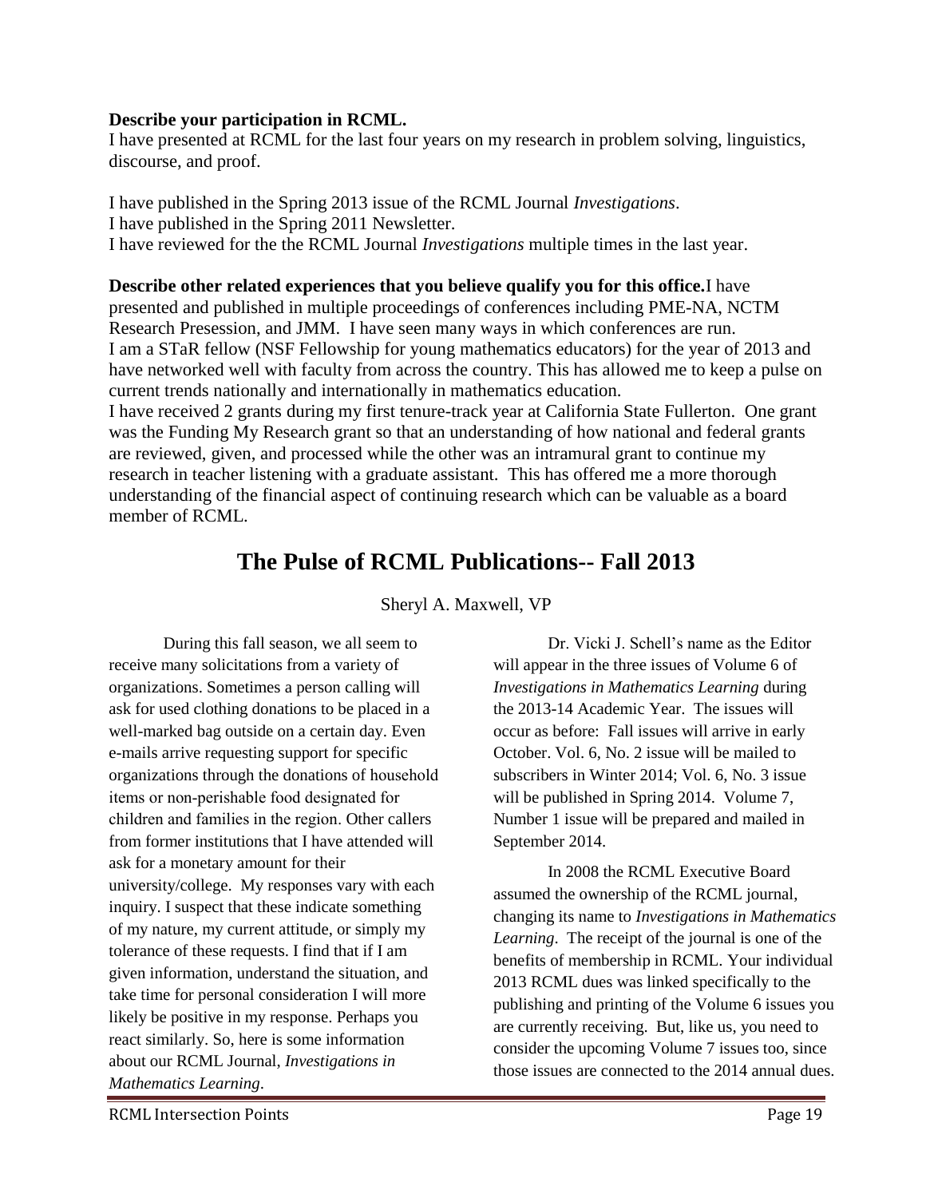**Describe your participation in RCML.**
I have presented at RCML for the last four years on my research in problem solving, linguistics, discourse, and proof.

I have published in the Spring 2013 issue of the RCML Journal *Investigations*.
I have published in the Spring 2011 Newsletter.
I have reviewed for the the RCML Journal *Investigations* multiple times in the last year.

**Describe other related experiences that you believe qualify you for this office.** I have presented and published in multiple proceedings of conferences including PME-NA, NCTM Research Presession, and JMM. I have seen many ways in which conferences are run.
I am a STaR fellow (NSF Fellowship for young mathematics educators) for the year of 2013 and have networked well with faculty from across the country. This has allowed me to keep a pulse on current trends nationally and internationally in mathematics education.
I have received 2 grants during my first tenure-track year at California State Fullerton. One grant was the Funding My Research grant so that an understanding of how national and federal grants are reviewed, given, and processed while the other was an intramural grant to continue my research in teacher listening with a graduate assistant. This has offered me a more thorough understanding of the financial aspect of continuing research which can be valuable as a board member of RCML.

# The Pulse of RCML Publications-- Fall 2013

Sheryl A. Maxwell, VP

During this fall season, we all seem to receive many solicitations from a variety of organizations. Sometimes a person calling will ask for used clothing donations to be placed in a well-marked bag outside on a certain day. Even e-mails arrive requesting support for specific organizations through the donations of household items or non-perishable food designated for children and families in the region. Other callers from former institutions that I have attended will ask for a monetary amount for their university/college. My responses vary with each inquiry. I suspect that these indicate something of my nature, my current attitude, or simply my tolerance of these requests. I find that if I am given information, understand the situation, and take time for personal consideration I will more likely be positive in my response. Perhaps you react similarly. So, here is some information about our RCML Journal, *Investigations in Mathematics Learning*.

Dr. Vicki J. Schell's name as the Editor will appear in the three issues of Volume 6 of *Investigations in Mathematics Learning* during the 2013-14 Academic Year. The issues will occur as before: Fall issues will arrive in early October. Vol. 6, No. 2 issue will be mailed to subscribers in Winter 2014; Vol. 6, No. 3 issue will be published in Spring 2014. Volume 7, Number 1 issue will be prepared and mailed in September 2014.

In 2008 the RCML Executive Board assumed the ownership of the RCML journal, changing its name to *Investigations in Mathematics Learning*. The receipt of the journal is one of the benefits of membership in RCML. Your individual 2013 RCML dues was linked specifically to the publishing and printing of the Volume 6 issues you are currently receiving. But, like us, you need to consider the upcoming Volume 7 issues too, since those issues are connected to the 2014 annual dues.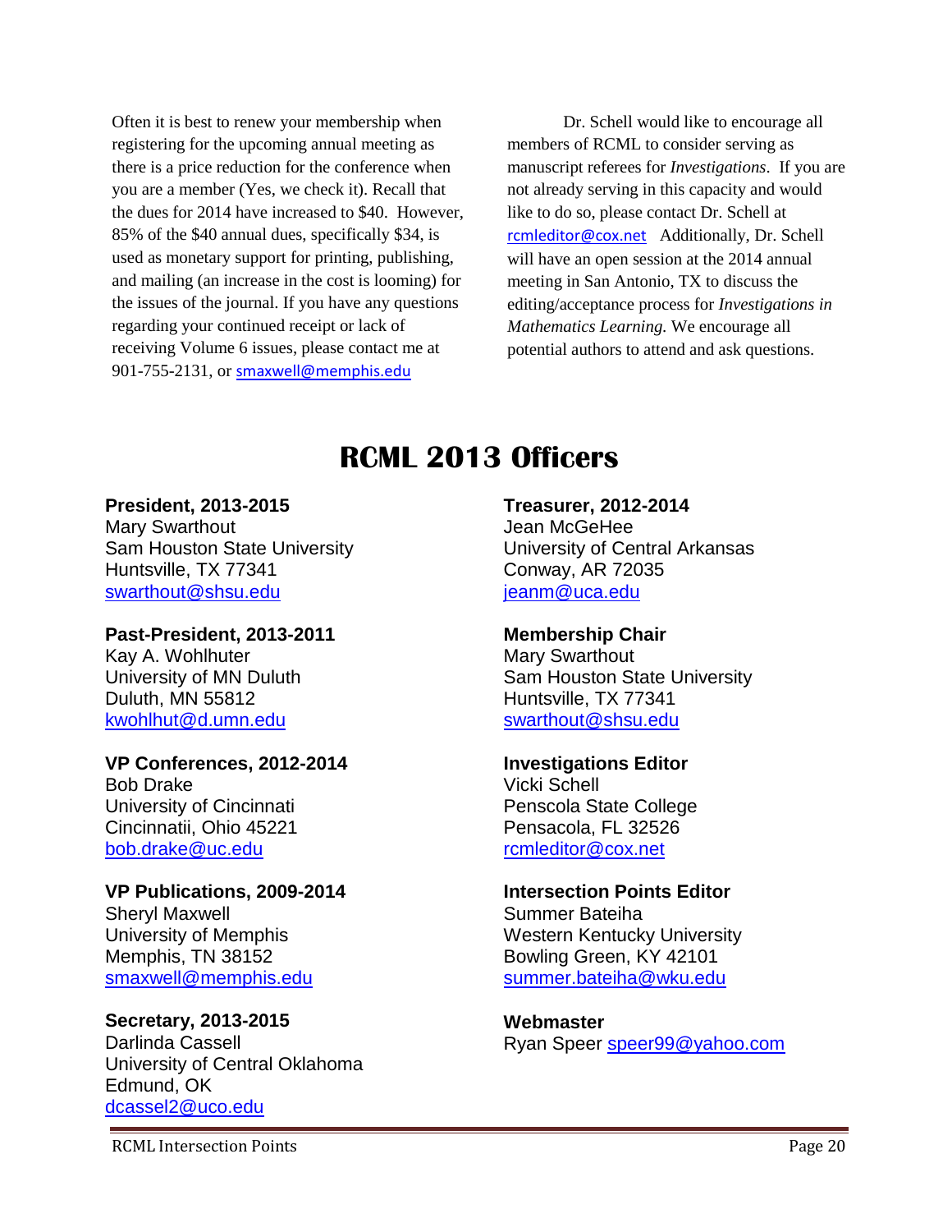Often it is best to renew your membership when registering for the upcoming annual meeting as there is a price reduction for the conference when you are a member (Yes, we check it). Recall that the dues for 2014 have increased to $40. However, 85% of the $40 annual dues, specifically $34, is used as monetary support for printing, publishing, and mailing (an increase in the cost is looming) for the issues of the journal. If you have any questions regarding your continued receipt or lack of receiving Volume 6 issues, please contact me at 901-755-2131, or smaxwell@memphis.edu

Dr. Schell would like to encourage all members of RCML to consider serving as manuscript referees for *Investigations*. If you are not already serving in this capacity and would like to do so, please contact Dr. Schell at rcmleditor@cox.net Additionally, Dr. Schell will have an open session at the 2014 annual meeting in San Antonio, TX to discuss the editing/acceptance process for *Investigations in Mathematics Learning.* We encourage all potential authors to attend and ask questions.

# RCML 2013 Officers

**President, 2013-2015**
Mary Swarthout
Sam Houston State University
Huntsville, TX 77341
swarthout@shsu.edu

**Past-President, 2013-2011**
Kay A. Wohlhuter
University of MN Duluth
Duluth, MN 55812
kwohlhut@d.umn.edu

**VP Conferences, 2012-2014**
Bob Drake
University of Cincinnati
Cincinnatii, Ohio 45221
bob.drake@uc.edu

**VP Publications, 2009-2014**
Sheryl Maxwell
University of Memphis
Memphis, TN 38152
smaxwell@memphis.edu

**Secretary, 2013-2015**
Darlinda Cassell
University of Central Oklahoma
Edmund, OK
dcassel2@uco.edu

**Treasurer, 2012-2014**
Jean McGeHee
University of Central Arkansas
Conway, AR 72035
jeanm@uca.edu

**Membership Chair**
Mary Swarthout
Sam Houston State University
Huntsville, TX 77341
swarthout@shsu.edu

**Investigations Editor**
Vicki Schell
Penscola State College
Pensacola, FL 32526
rcmleditor@cox.net

**Intersection Points Editor**
Summer Bateiha
Western Kentucky University
Bowling Green, KY 42101
summer.bateiha@wku.edu

**Webmaster**
Ryan Speer speer99@yahoo.com